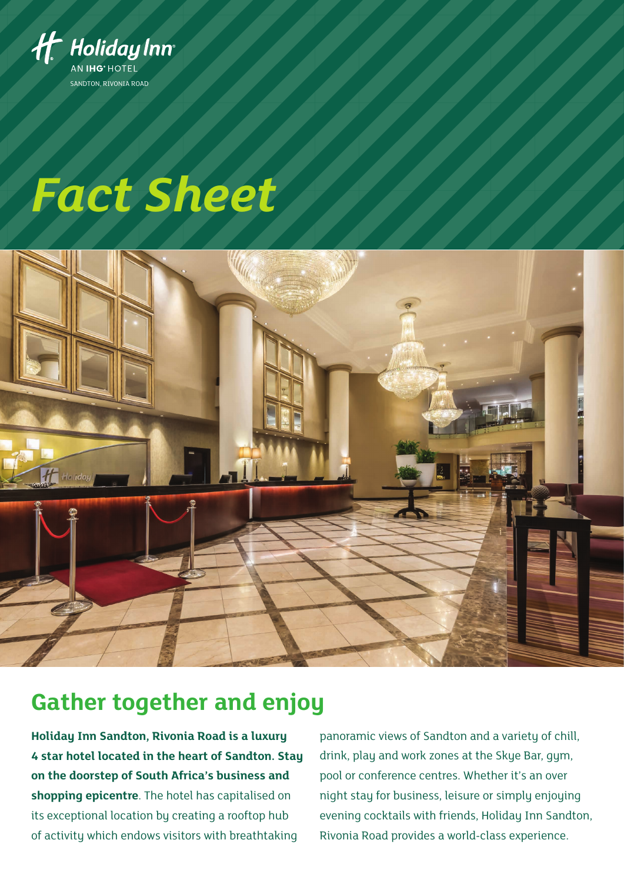Holiday Inn
AN IHG HOTEL
SANDTON, RIVONIA ROAD

# *Fact Sheet*

## Gather together and enjoy

**Holiday Inn Sandton, Rivonia Road is a luxury 4 star hotel located in the heart of Sandton. Stay on the doorstep of South Africa's business and shopping epicentre**. The hotel has capitalised on its exceptional location by creating a rooftop hub of activity which endows visitors with breathtaking panoramic views of Sandton and a variety of chill, drink, play and work zones at the Skye Bar, gym, pool or conference centres. Whether it's an over night stay for business, leisure or simply enjoying evening cocktails with friends, Holiday Inn Sandton, Rivonia Road provides a world-class experience.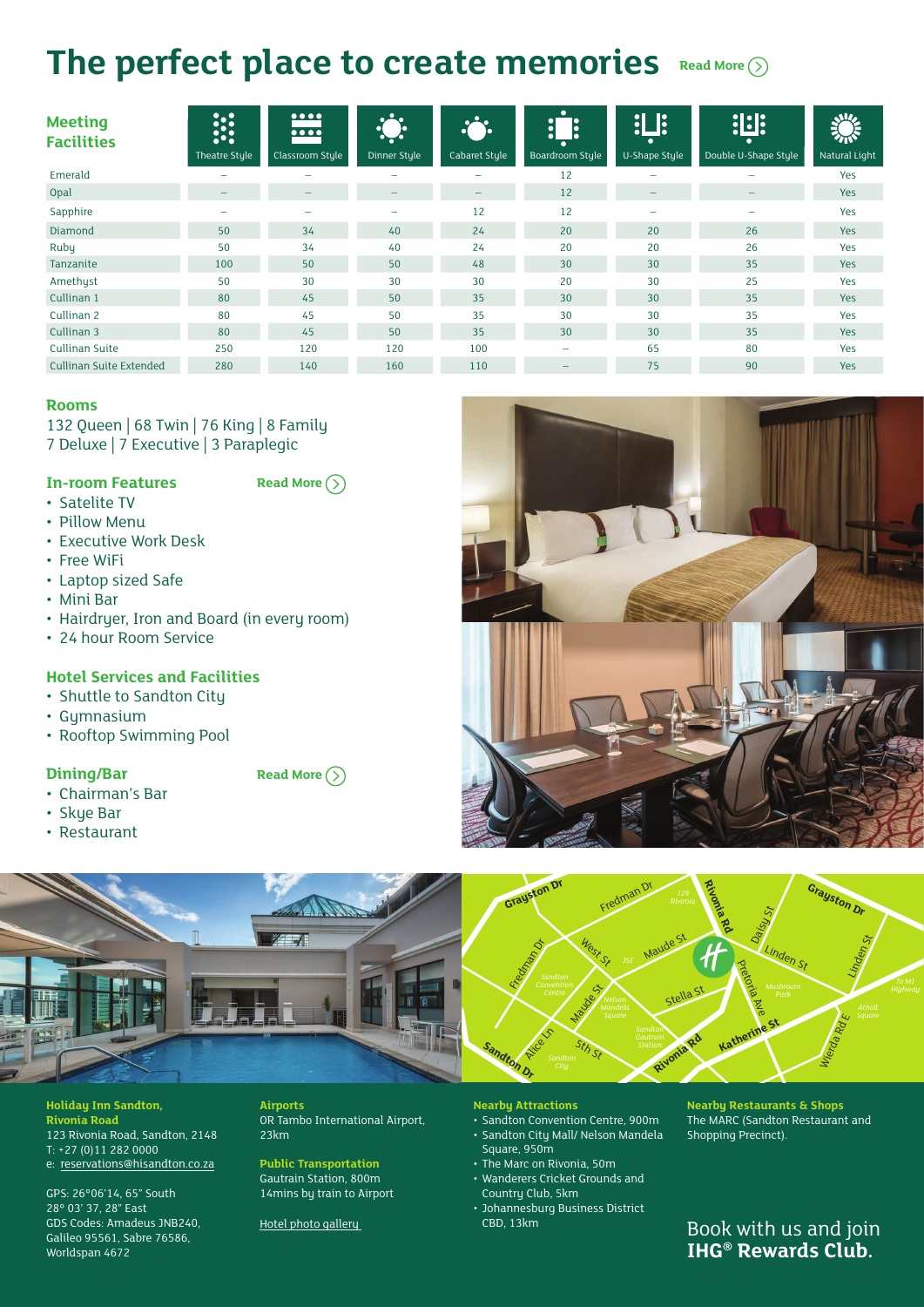# The perfect place to create memories

Read More

## Meeting Facilities

| Meeting Facilities | Theatre Style | Classroom Style | Dinner Style | Cabaret Style | Boardroom Style | U-Shape Style | Double U-Shape Style | Natural Light |
|---|---|---|---|---|---|---|---|---|
| Emerald | – | – | – | – | 12 | – | – | Yes |
| Opal | – | – | – | – | 12 | – | – | Yes |
| Sapphire | – | – | – | 12 | 12 | – | – | Yes |
| Diamond | 50 | 34 | 40 | 24 | 20 | 20 | 26 | Yes |
| Ruby | 50 | 34 | 40 | 24 | 20 | 20 | 26 | Yes |
| Tanzanite | 100 | 50 | 50 | 48 | 30 | 30 | 35 | Yes |
| Amethyst | 50 | 30 | 30 | 30 | 20 | 30 | 25 | Yes |
| Cullinan 1 | 80 | 45 | 50 | 35 | 30 | 30 | 35 | Yes |
| Cullinan 2 | 80 | 45 | 50 | 35 | 30 | 30 | 35 | Yes |
| Cullinan 3 | 80 | 45 | 50 | 35 | 30 | 30 | 35 | Yes |
| Cullinan Suite | 250 | 120 | 120 | 100 | – | 65 | 80 | Yes |
| Cullinan Suite Extended | 280 | 140 | 160 | 110 | – | 75 | 90 | Yes |

## Rooms

132 Queen | 68 Twin | 76 King | 8 Family
7 Deluxe | 7 Executive | 3 Paraplegic

## In-room Features

Read More

- Satelite TV
- Pillow Menu
- Executive Work Desk
- Free WiFi
- Laptop sized Safe
- Mini Bar
- Hairdryer, Iron and Board (in every room)
- 24 hour Room Service

## Hotel Services and Facilities

- Shuttle to Sandton City
- Gymnasium
- Rooftop Swimming Pool

## Dining/Bar

Read More

- Chairman's Bar
- Skye Bar
- Restaurant

Grayston Dr
Fredman Dr
129 Rivonia
Rivonia Rd
Daisy St
Grayston Dr
Linden St
Linden St
West St
Maude St
JSE
Sandton Convention Centre
Maude St
Nelson Mandela Square
Stella St
Pretoria Ave
Mushroom Park
To M1 Highway
Atholl Square
Sandton Gautrain Station
Katherine St
Wierda Rd E
Sandton Dr
Alice Ln
5th St
Sandton City
Rivonia Rd

**Holiday Inn Sandton, Rivonia Road**
123 Rivonia Road, Sandton, 2148
T: +27 (0)11 282 0000
e: reservations@hisandton.co.za

GPS: 26°06' 14, 65" South
28° 03' 37, 28" East
GDS Codes: Amadeus JNB240, Galileo 95561, Sabre 76586, Worldspan 4672

**Airports**
OR Tambo International Airport, 23km

**Public Transportation**
Gautrain Station, 800m
14mins by train to Airport

Hotel photo gallery

**Nearby Attractions**
- Sandton Convention Centre, 900m
- Sandton City Mall/ Nelson Mandela Square, 950m
- The Marc on Rivonia, 50m
- Wanderers Cricket Grounds and Country Club, 5km
- Johannesburg Business District CBD, 13km

**Nearby Restaurants & Shops**
The MARC (Sandton Restaurant and Shopping Precinct).

Book with us and join
**IHG® Rewards Club.**